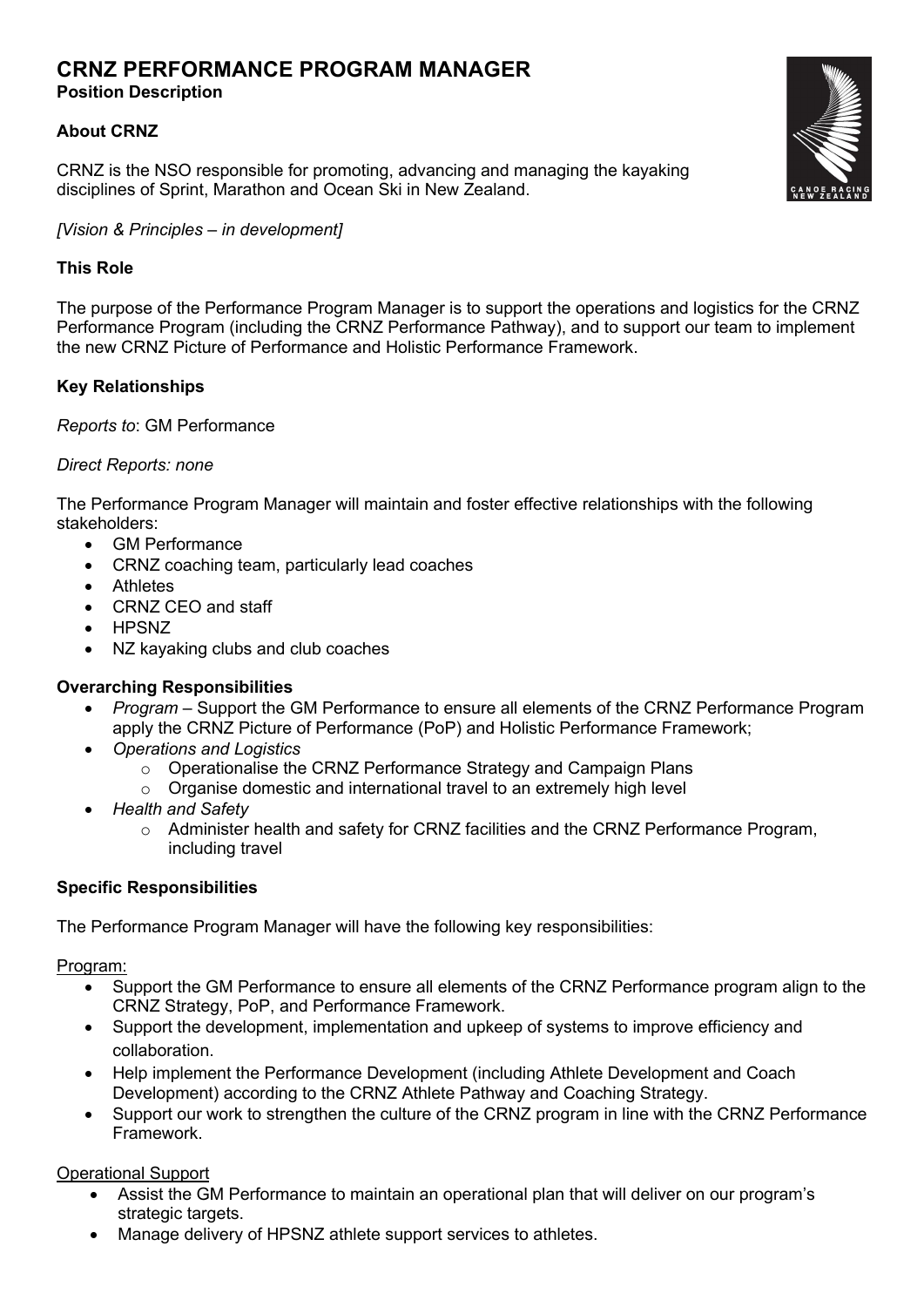# CRNZ PERFORMANCE PROGRAM MANAGER

**Position Description**

## About CRNZ

CRNZ is the NSO responsible for promoting, advancing and managing the kayaking disciplines of Sprint, Marathon and Ocean Ski in New Zealand.

*[Vision & Principles – in development]*

## This Role

The purpose of the Performance Program Manager is to support the operations and logistics for the CRNZ Performance Program (including the CRNZ Performance Pathway), and to support our team to implement the new CRNZ Picture of Performance and Holistic Performance Framework.

## Key Relationships

*Reports to*: GM Performance

*Direct Reports: none*

The Performance Program Manager will maintain and foster effective relationships with the following stakeholders:

- GM Performance
- CRNZ coaching team, particularly lead coaches
- Athletes
- CRNZ CEO and staff
- HPSNZ
- NZ kayaking clubs and club coaches

## Overarching Responsibilities

- *Program* – Support the GM Performance to ensure all elements of the CRNZ Performance Program apply the CRNZ Picture of Performance (PoP) and Holistic Performance Framework;
- *Operations and Logistics*
    - Operationalise the CRNZ Performance Strategy and Campaign Plans
    - Organise domestic and international travel to an extremely high level
- *Health and Safety*
    - Administer health and safety for CRNZ facilities and the CRNZ Performance Program, including travel

## Specific Responsibilities

The Performance Program Manager will have the following key responsibilities:

Program:

- Support the GM Performance to ensure all elements of the CRNZ Performance program align to the CRNZ Strategy, PoP, and Performance Framework.
- Support the development, implementation and upkeep of systems to improve efficiency and collaboration.
- Help implement the Performance Development (including Athlete Development and Coach Development) according to the CRNZ Athlete Pathway and Coaching Strategy.
- Support our work to strengthen the culture of the CRNZ program in line with the CRNZ Performance Framework.

Operational Support

- Assist the GM Performance to maintain an operational plan that will deliver on our program's strategic targets.
- Manage delivery of HPSNZ athlete support services to athletes.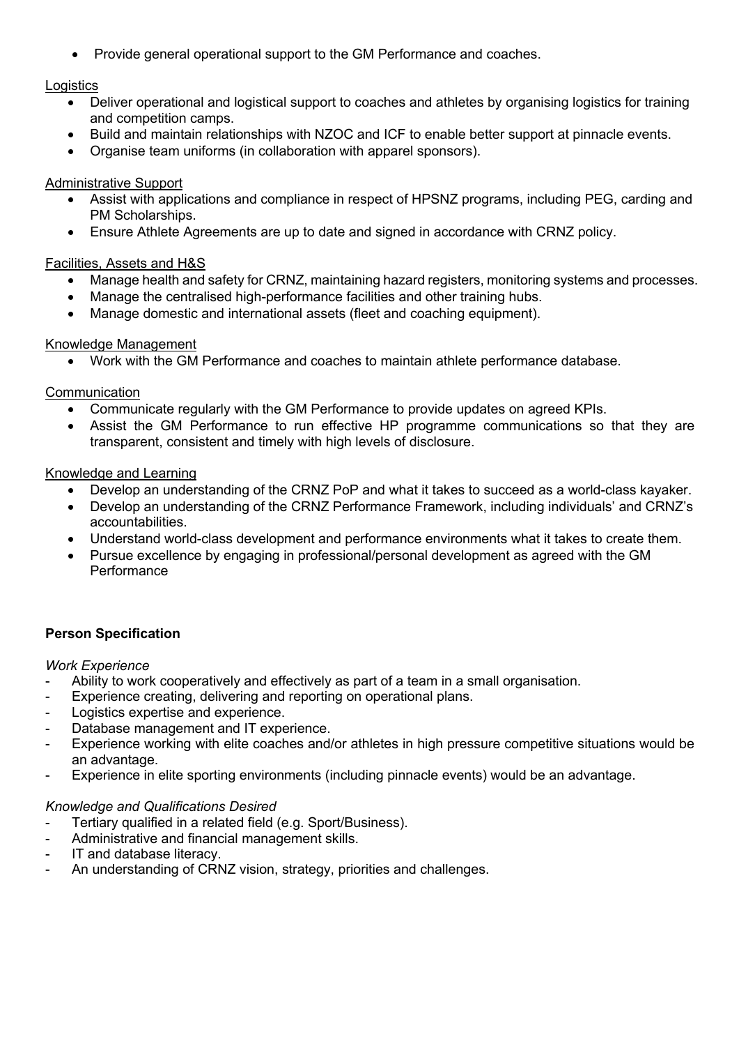- Provide general operational support to the GM Performance and coaches.

Logistics

- Deliver operational and logistical support to coaches and athletes by organising logistics for training and competition camps.
- Build and maintain relationships with NZOC and ICF to enable better support at pinnacle events.
- Organise team uniforms (in collaboration with apparel sponsors).

Administrative Support

- Assist with applications and compliance in respect of HPSNZ programs, including PEG, carding and PM Scholarships.
- Ensure Athlete Agreements are up to date and signed in accordance with CRNZ policy.

Facilities, Assets and H&S

- Manage health and safety for CRNZ, maintaining hazard registers, monitoring systems and processes.
- Manage the centralised high-performance facilities and other training hubs.
- Manage domestic and international assets (fleet and coaching equipment).

Knowledge Management

- Work with the GM Performance and coaches to maintain athlete performance database.

Communication

- Communicate regularly with the GM Performance to provide updates on agreed KPIs.
- Assist the GM Performance to run effective HP programme communications so that they are transparent, consistent and timely with high levels of disclosure.

Knowledge and Learning

- Develop an understanding of the CRNZ PoP and what it takes to succeed as a world-class kayaker.
- Develop an understanding of the CRNZ Performance Framework, including individuals' and CRNZ's accountabilities.
- Understand world-class development and performance environments what it takes to create them.
- Pursue excellence by engaging in professional/personal development as agreed with the GM Performance

**Person Specification**

*Work Experience*

- Ability to work cooperatively and effectively as part of a team in a small organisation.
- Experience creating, delivering and reporting on operational plans.
- Logistics expertise and experience.
- Database management and IT experience.
- Experience working with elite coaches and/or athletes in high pressure competitive situations would be an advantage.
- Experience in elite sporting environments (including pinnacle events) would be an advantage.

*Knowledge and Qualifications Desired*

- Tertiary qualified in a related field (e.g. Sport/Business).
- Administrative and financial management skills.
- IT and database literacy.
- An understanding of CRNZ vision, strategy, priorities and challenges.